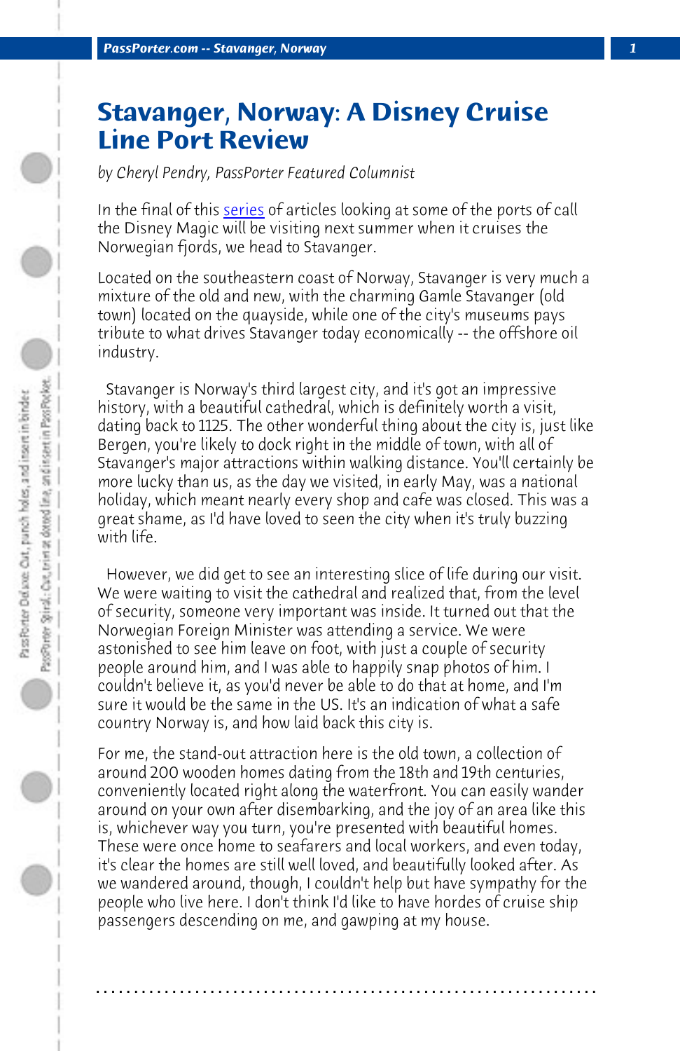# Stavanger, Norway: A Disney Cruise Line Port Review

*by Cheryl Pendry, PassPorter Featured Columnist*

In the final of this series of articles looking at some of the ports of call the Disney Magic will be visiting next summer when it cruises the Norwegian fjords, we head to Stavanger.

Located on the southeastern coast of Norway, Stavanger is very much a mixture of the old and new, with the charming Gamle Stavanger (old town) located on the quayside, while one of the city's museums pays tribute to what drives Stavanger today economically -- the offshore oil industry.

Stavanger is Norway's third largest city, and it's got an impressive history, with a beautiful cathedral, which is definitely worth a visit, dating back to 1125. The other wonderful thing about the city is, just like Bergen, you're likely to dock right in the middle of town, with all of Stavanger's major attractions within walking distance. You'll certainly be more lucky than us, as the day we visited, in early May, was a national holiday, which meant nearly every shop and cafe was closed. This was a great shame, as I'd have loved to seen the city when it's truly buzzing with life.

However, we did get to see an interesting slice of life during our visit. We were waiting to visit the cathedral and realized that, from the level of security, someone very important was inside. It turned out that the Norwegian Foreign Minister was attending a service. We were astonished to see him leave on foot, with just a couple of security people around him, and I was able to happily snap photos of him. I couldn't believe it, as you'd never be able to do that at home, and I'm sure it would be the same in the US. It's an indication of what a safe country Norway is, and how laid back this city is.

For me, the stand-out attraction here is the old town, a collection of around 200 wooden homes dating from the 18th and 19th centuries, conveniently located right along the waterfront. You can easily wander around on your own after disembarking, and the joy of an area like this is, whichever way you turn, you're presented with beautiful homes. These were once home to seafarers and local workers, and even today, it's clear the homes are still well loved, and beautifully looked after. As we wandered around, though, I couldn't help but have sympathy for the people who live here. I don't think I'd like to have hordes of cruise ship passengers descending on me, and gawping at my house.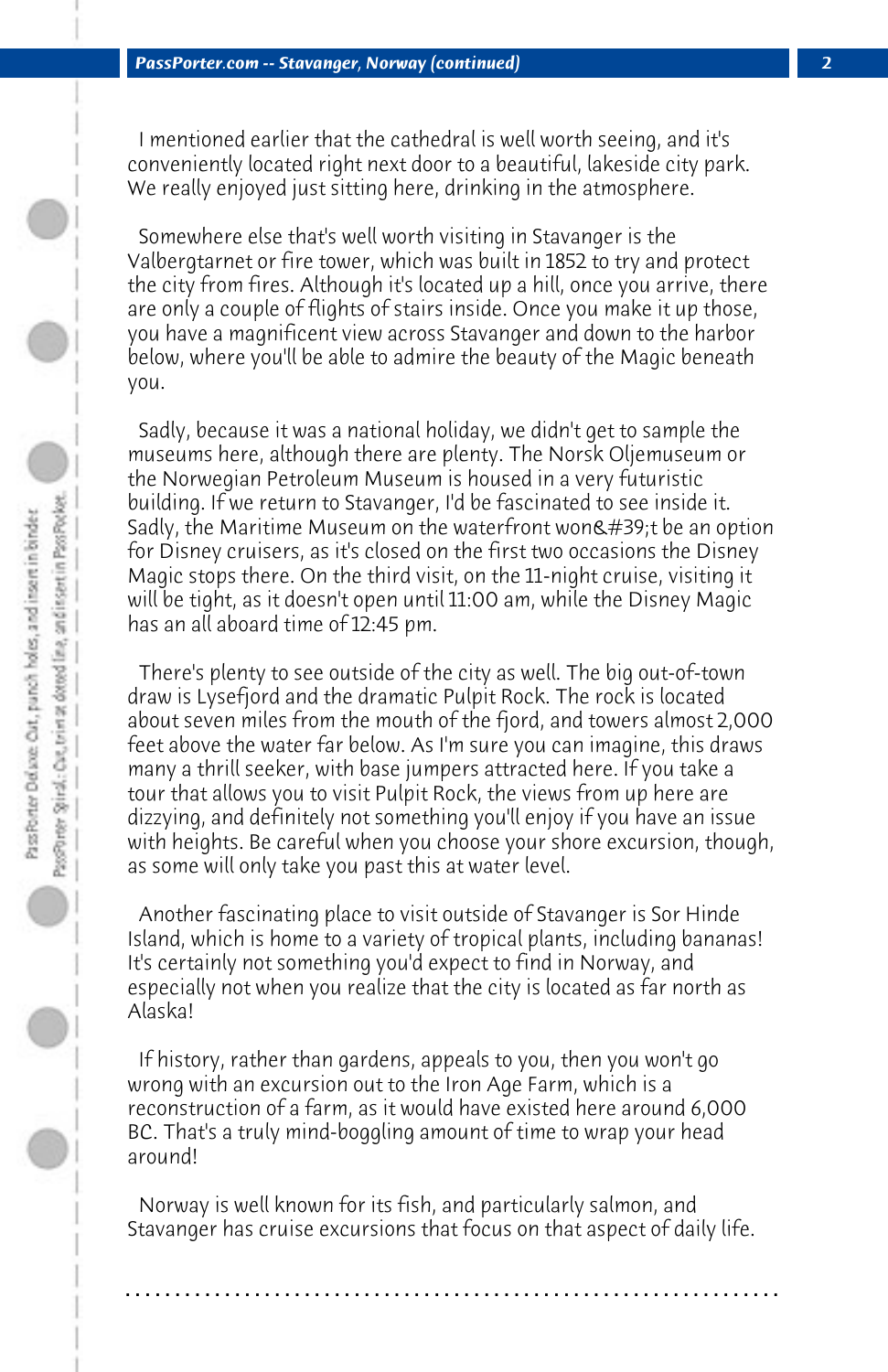I mentioned earlier that the cathedral is well worth seeing, and it's conveniently located right next door to a beautiful, lakeside city park. We really enjoyed just sitting here, drinking in the atmosphere.

Somewhere else that's well worth visiting in Stavanger is the Valbergtarnet or fire tower, which was built in 1852 to try and protect the city from fires. Although it's located up a hill, once you arrive, there are only a couple of flights of stairs inside. Once you make it up those, you have a magnificent view across Stavanger and down to the harbor below, where you'll be able to admire the beauty of the Magic beneath you.

Sadly, because it was a national holiday, we didn't get to sample the museums here, although there are plenty. The Norsk Oljemuseum or the Norwegian Petroleum Museum is housed in a very futuristic building. If we return to Stavanger, I'd be fascinated to see inside it. Sadly, the Maritime Museum on the waterfront won&#39;t be an option for Disney cruisers, as it's closed on the first two occasions the Disney Magic stops there. On the third visit, on the 11-night cruise, visiting it will be tight, as it doesn't open until 11:00 am, while the Disney Magic has an all aboard time of 12:45 pm.

There's plenty to see outside of the city as well. The big out-of-town draw is Lysefjord and the dramatic Pulpit Rock. The rock is located about seven miles from the mouth of the fjord, and towers almost 2,000 feet above the water far below. As I'm sure you can imagine, this draws many a thrill seeker, with base jumpers attracted here. If you take a tour that allows you to visit Pulpit Rock, the views from up here are dizzying, and definitely not something you'll enjoy if you have an issue with heights. Be careful when you choose your shore excursion, though, as some will only take you past this at water level.

Another fascinating place to visit outside of Stavanger is Sor Hinde Island, which is home to a variety of tropical plants, including bananas! It's certainly not something you'd expect to find in Norway, and especially not when you realize that the city is located as far north as Alaska!

If history, rather than gardens, appeals to you, then you won't go wrong with an excursion out to the Iron Age Farm, which is a reconstruction of a farm, as it would have existed here around 6,000 BC. That's a truly mind-boggling amount of time to wrap your head around!

Norway is well known for its fish, and particularly salmon, and Stavanger has cruise excursions that focus on that aspect of daily life.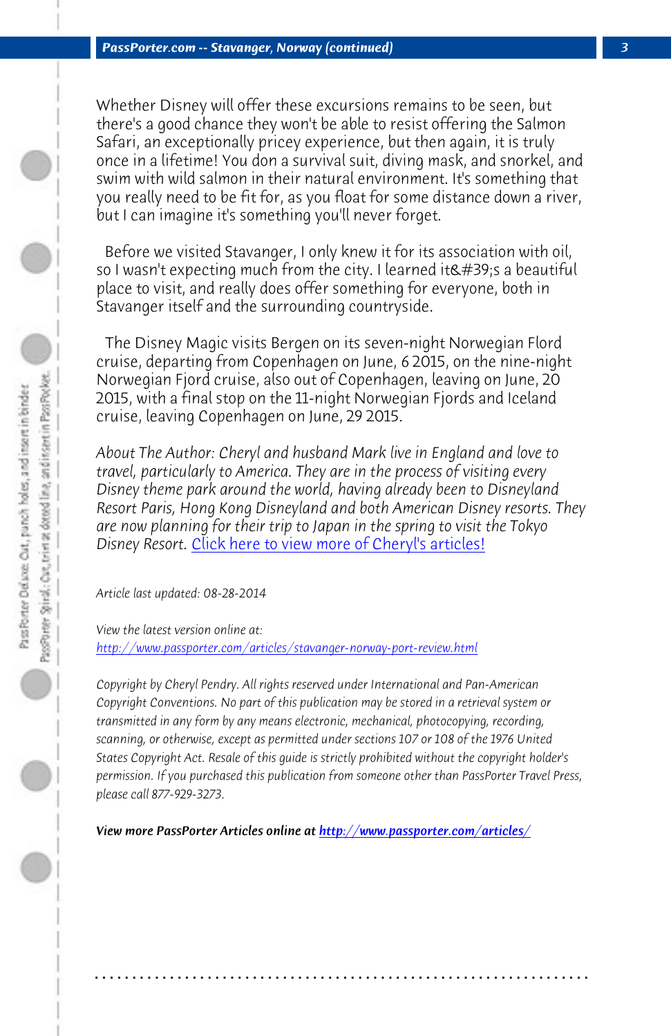Whether Disney will offer these excursions remains to be seen, but there's a good chance they won't be able to resist offering the Salmon Safari, an exceptionally pricey experience, but then again, it is truly once in a lifetime! You don a survival suit, diving mask, and snorkel, and swim with wild salmon in their natural environment. It's something that you really need to be fit for, as you float for some distance down a river, but I can imagine it's something you'll never forget.

Before we visited Stavanger, I only knew it for its association with oil, so I wasn't expecting much from the city. I learned it&#39;s a beautiful place to visit, and really does offer something for everyone, both in Stavanger itself and the surrounding countryside.

The Disney Magic visits Bergen on its seven-night Norwegian Flord cruise, departing from Copenhagen on June, 6 2015, on the nine-night Norwegian Fjord cruise, also out of Copenhagen, leaving on June, 20 2015, with a final stop on the 11-night Norwegian Fjords and Iceland cruise, leaving Copenhagen on June, 29 2015.

*About The Author: Cheryl and husband Mark live in England and love to travel, particularly to America. They are in the process of visiting every Disney theme park around the world, having already been to Disneyland Resort Paris, Hong Kong Disneyland and both American Disney resorts. They are now planning for their trip to Japan in the spring to visit the Tokyo Disney Resort.* Click here to view more of Cheryl's articles!

*Article last updated: 08-28-2014*

*View the latest version online at:*
*http://www.passporter.com/articles/stavanger-norway-port-review.html*

*Copyright by Cheryl Pendry. All rights reserved under International and Pan-American Copyright Conventions. No part of this publication may be stored in a retrieval system or transmitted in any form by any means electronic, mechanical, photocopying, recording, scanning, or otherwise, except as permitted under sections 107 or 108 of the 1976 United States Copyright Act. Resale of this guide is strictly prohibited without the copyright holder's permission. If you purchased this publication from someone other than PassPorter Travel Press, please call 877-929-3273.*

***View more PassPorter Articles online at http://www.passporter.com/articles/***